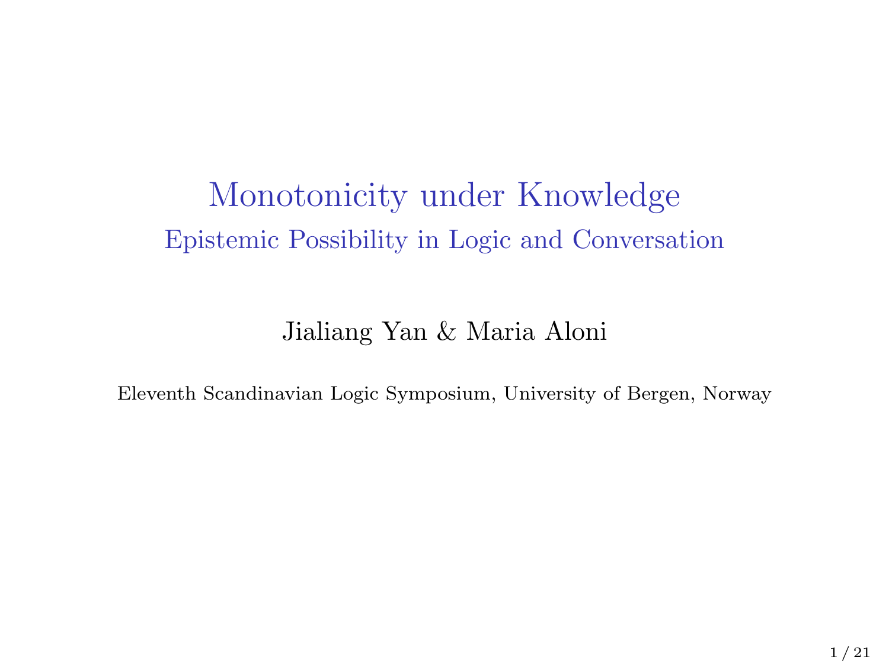# Monotonicity under Knowledge

## Epistemic Possibility in Logic and Conversation

Jialiang Yan & Maria Aloni

Eleventh Scandinavian Logic Symposium, University of Bergen, Norway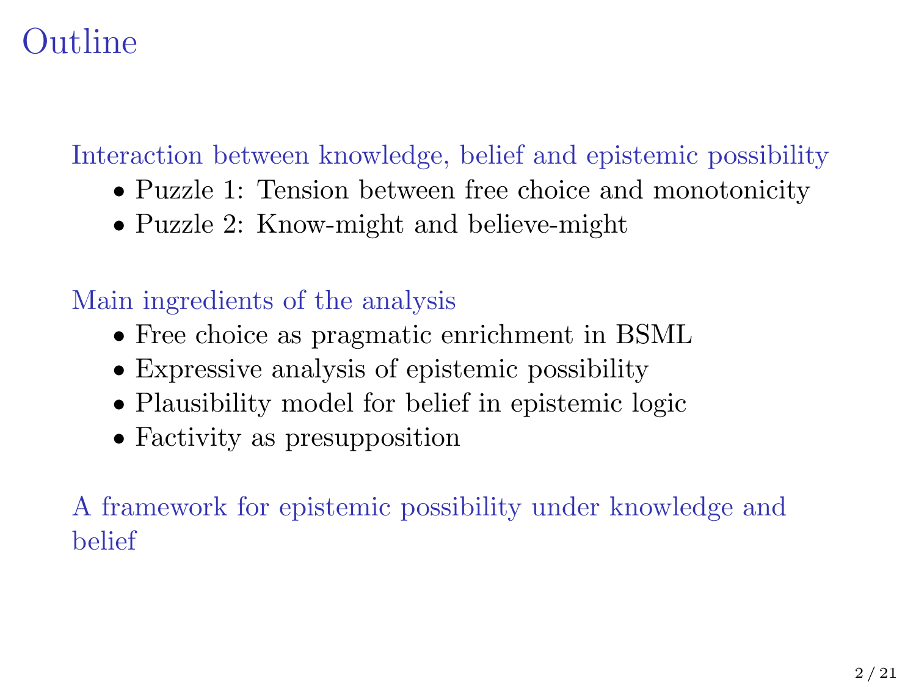# Outline

## Interaction between knowledge, belief and epistemic possibility

- Puzzle 1: Tension between free choice and monotonicity
- Puzzle 2: Know-might and believe-might

## Main ingredients of the analysis

- Free choice as pragmatic enrichment in BSML
- Expressive analysis of epistemic possibility
- Plausibility model for belief in epistemic logic
- Factivity as presupposition

## A framework for epistemic possibility under knowledge and belief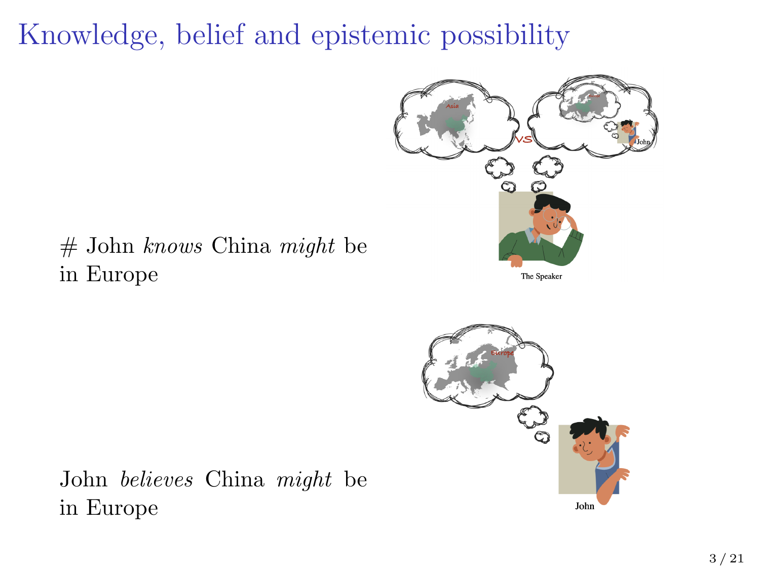# Knowledge, belief and epistemic possibility

# John *knows* China *might* be in Europe

John *believes* China *might* be in Europe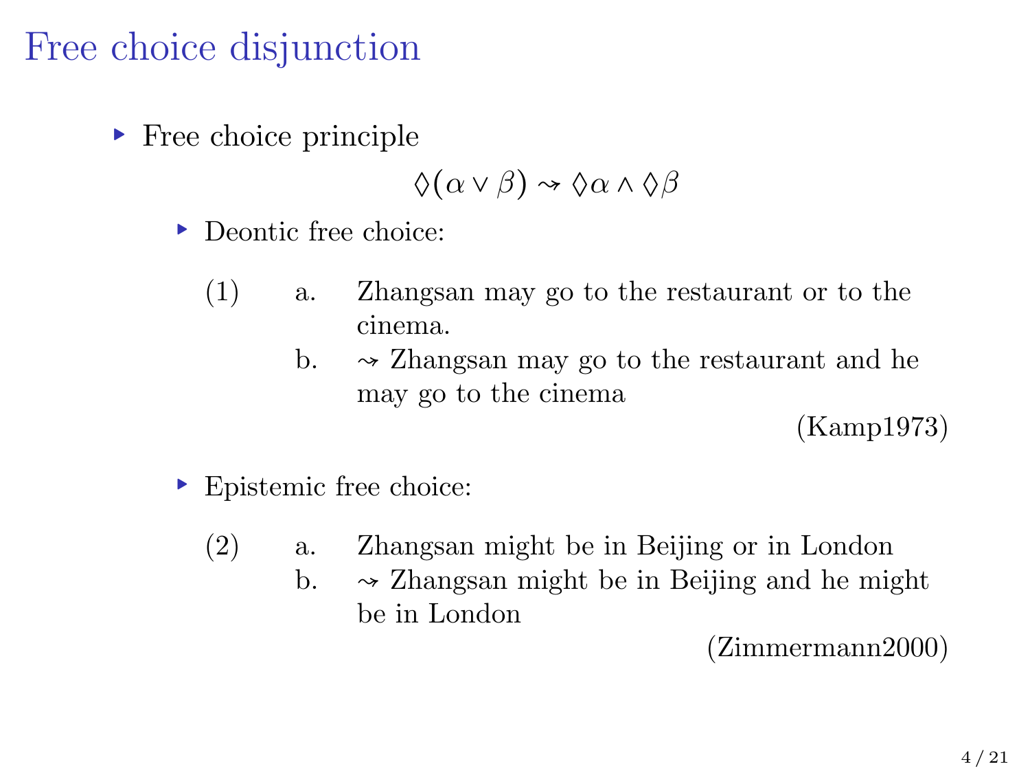# Free choice disjunction

- Free choice principle

$$\Diamond(\alpha \vee \beta) \rightsquigarrow \Diamond\alpha \wedge \Diamond\beta$$

  - Deontic free choice:

    (1) a. Zhangsan may go to the restaurant or to the cinema.
        b. $\rightsquigarrow$ Zhangsan may go to the restaurant and he may go to the cinema

    (Kamp1973)

  - Epistemic free choice:

    (2) a. Zhangsan might be in Beijing or in London
        b. $\rightsquigarrow$ Zhangsan might be in Beijing and he might be in London

    (Zimmermann2000)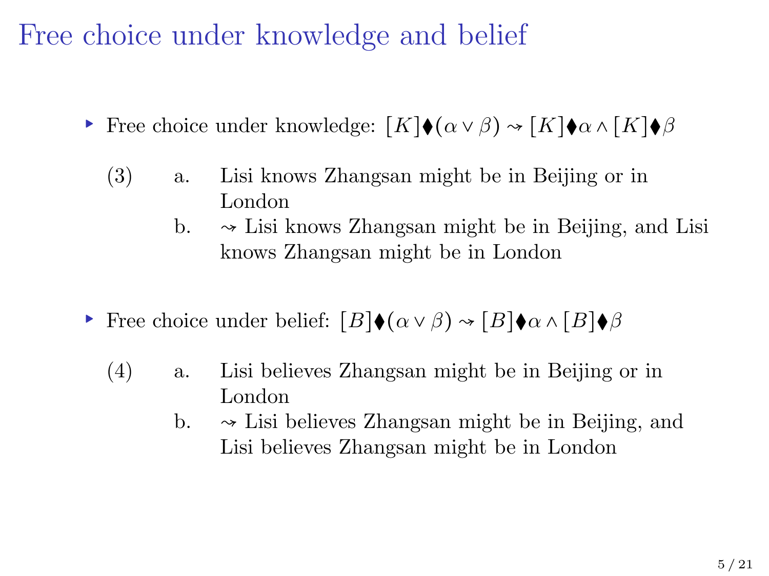# Free choice under knowledge and belief

- Free choice under knowledge: $[K]\blacklozenge(\alpha \vee \beta) \rightsquigarrow [K]\blacklozenge\alpha \wedge [K]\blacklozenge\beta$

(3) a. Lisi knows Zhangsan might be in Beijing or in London
  b. $\rightsquigarrow$ Lisi knows Zhangsan might be in Beijing, and Lisi knows Zhangsan might be in London

- Free choice under belief: $[B]\blacklozenge(\alpha \vee \beta) \rightsquigarrow [B]\blacklozenge\alpha \wedge [B]\blacklozenge\beta$

(4) a. Lisi believes Zhangsan might be in Beijing or in London
  b. $\rightsquigarrow$ Lisi believes Zhangsan might be in Beijing, and Lisi believes Zhangsan might be in London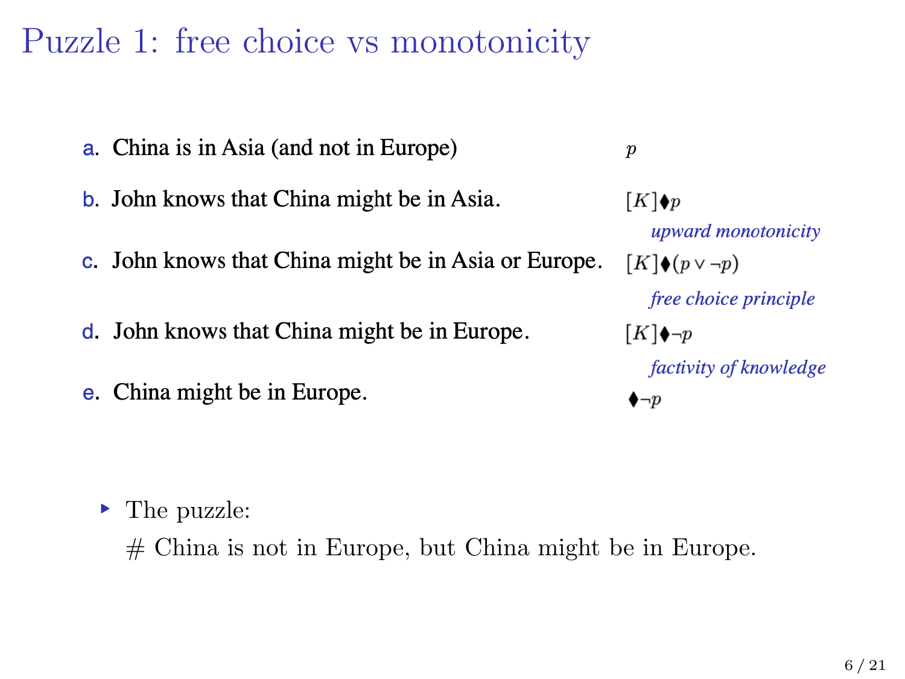# Puzzle 1: free choice vs monotonicity

a. China is in Asia (and not in Europe) $p$

b. John knows that China might be in Asia. $[K]\blacklozenge p$

*upward monotonicity*

c. John knows that China might be in Asia or Europe. $[K]\blacklozenge(p \vee \neg p)$

*free choice principle*

d. John knows that China might be in Europe. $[K]\blacklozenge\neg p$

*factivity of knowledge*

e. China might be in Europe. $\blacklozenge\neg p$

- The puzzle:

  # China is not in Europe, but China might be in Europe.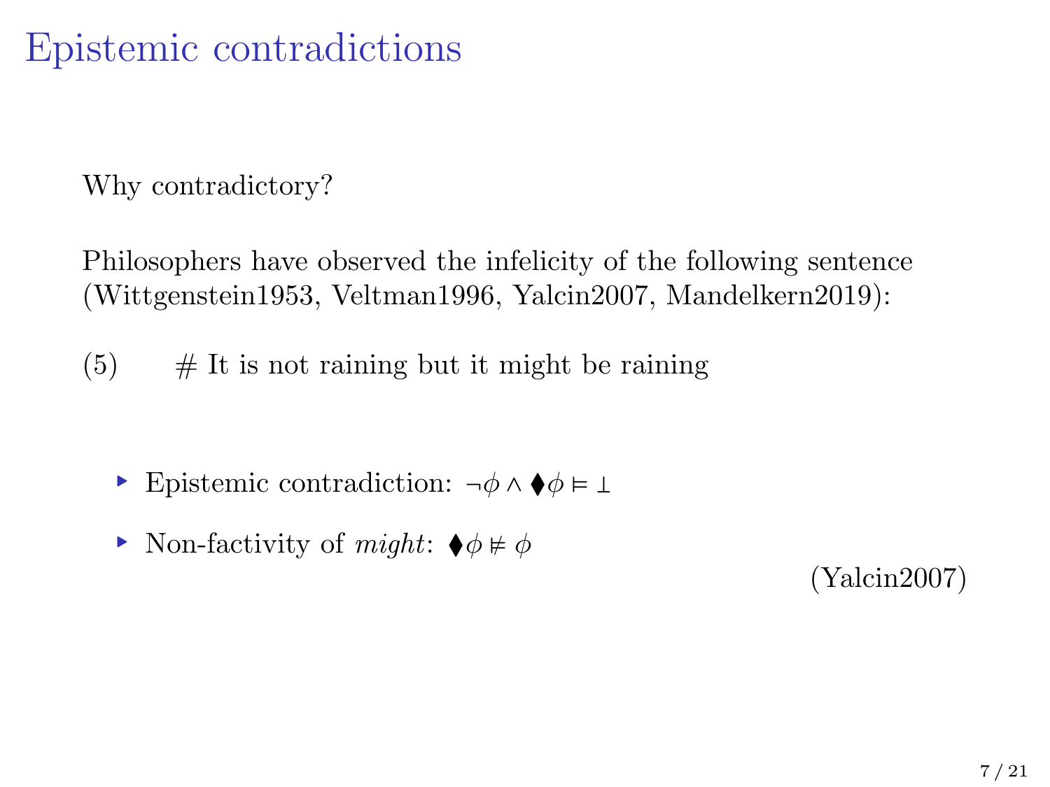# Epistemic contradictions

Why contradictory?

Philosophers have observed the infelicity of the following sentence (Wittgenstein1953, Veltman1996, Yalcin2007, Mandelkern2019):

(5) # It is not raining but it might be raining

- Epistemic contradiction: $\neg\phi \wedge \blacklozenge\phi \vDash \bot$
- Non-factivity of *might*: $\blacklozenge\phi \nvDash \phi$

(Yalcin2007)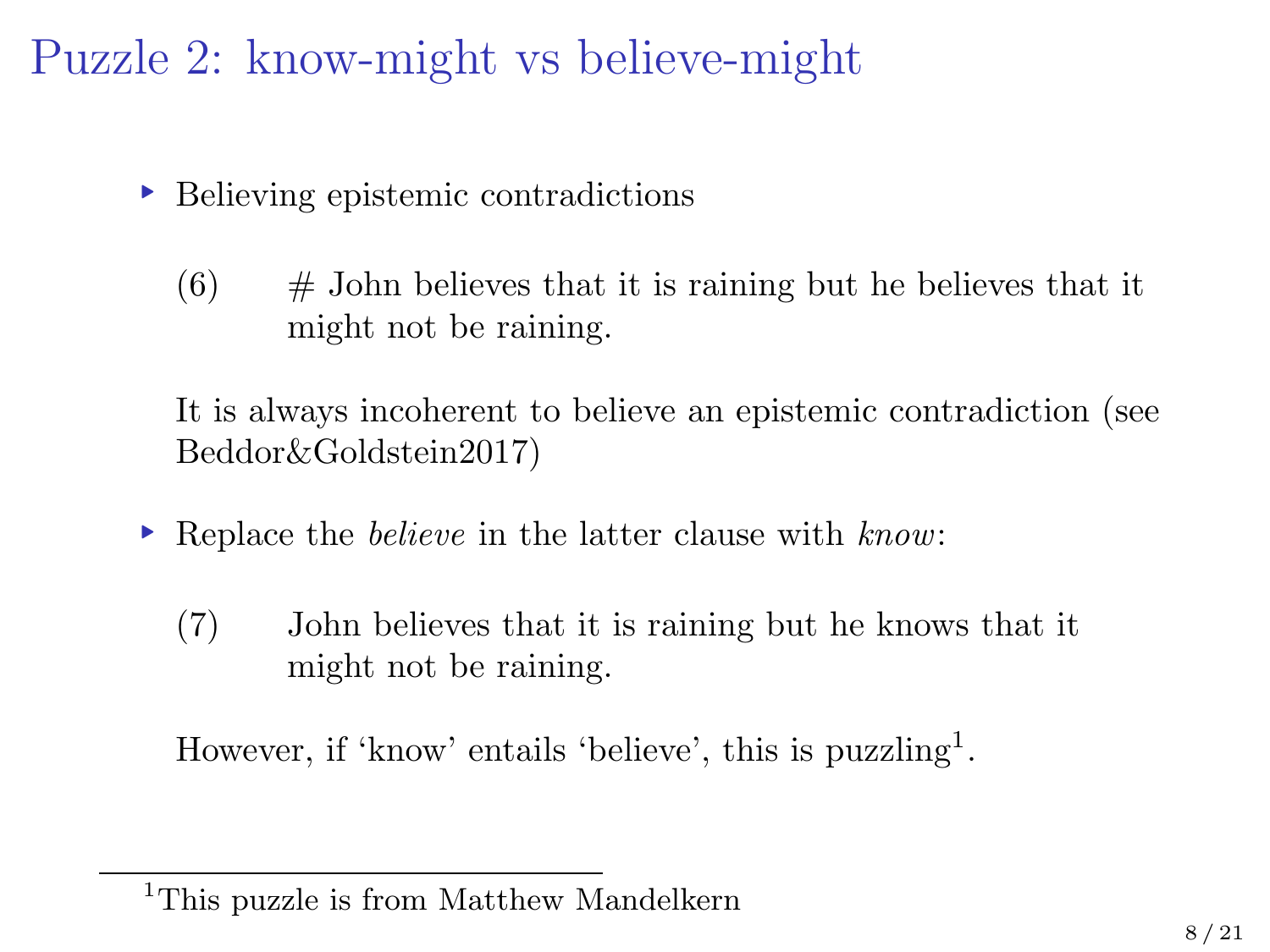# Puzzle 2: know-might vs believe-might

- Believing epistemic contradictions

  (6) # John believes that it is raining but he believes that it might not be raining.

  It is always incoherent to believe an epistemic contradiction (see Beddor&Goldstein2017)

- Replace the *believe* in the latter clause with *know*:

  (7) John believes that it is raining but he knows that it might not be raining.

  However, if 'know' entails 'believe', this is puzzling[1].

[1] This puzzle is from Matthew Mandelkern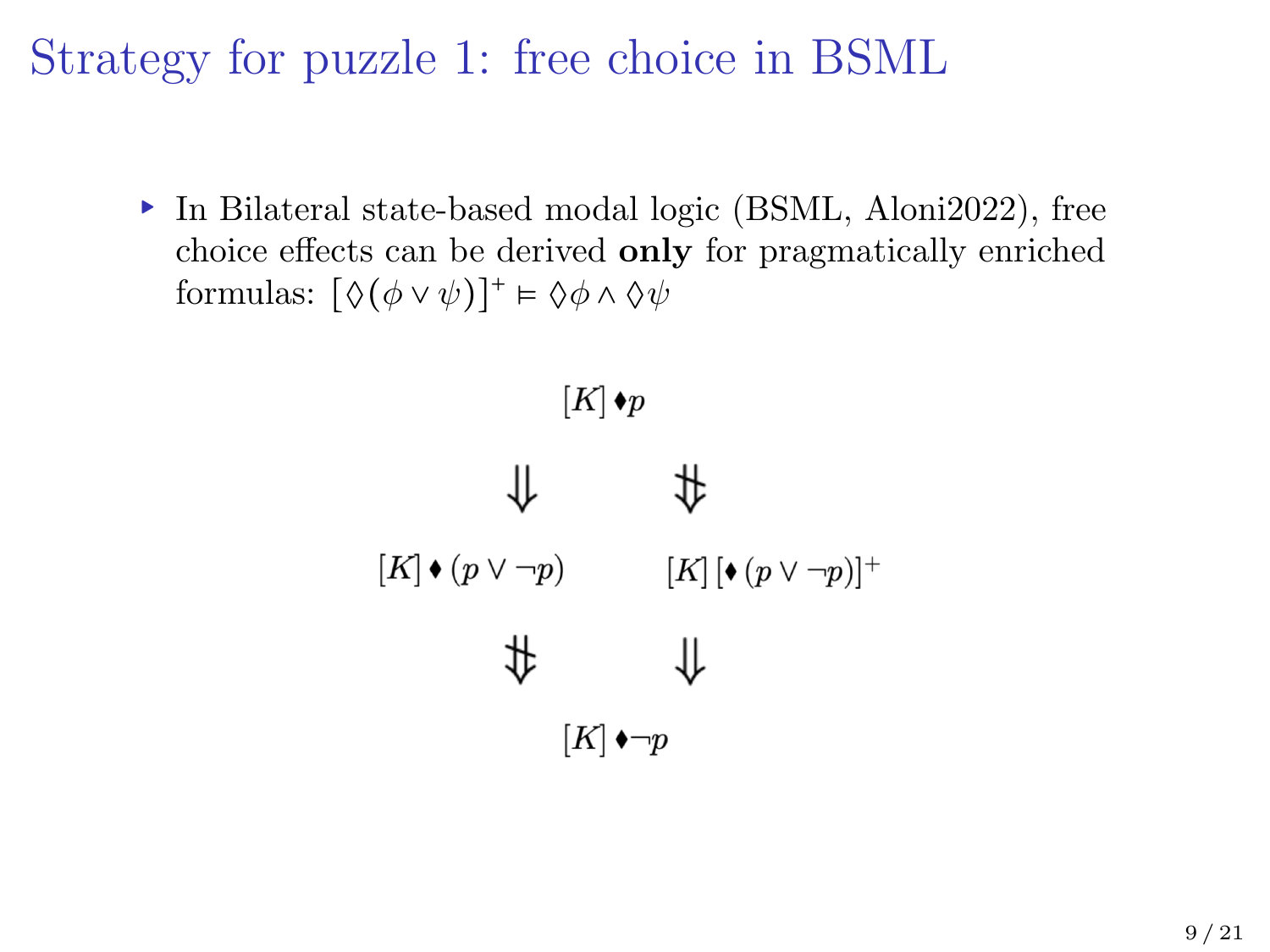# Strategy for puzzle 1: free choice in BSML

- In Bilateral state-based modal logic (BSML, Aloni2022), free choice effects can be derived **only** for pragmatically enriched formulas: $[\Diamond(\phi \vee \psi)]^+ \vDash \Diamond\phi \wedge \Diamond\psi$

$$[K] \blacklozenge p$$

$$\Downarrow \qquad\qquad \not\Downarrow$$

$$[K] \blacklozenge (p \vee \neg p) \qquad\qquad [K]\, [\blacklozenge (p \vee \neg p)]^+$$

$$\not\Downarrow \qquad\qquad \Downarrow$$

$$[K] \blacklozenge \neg p$$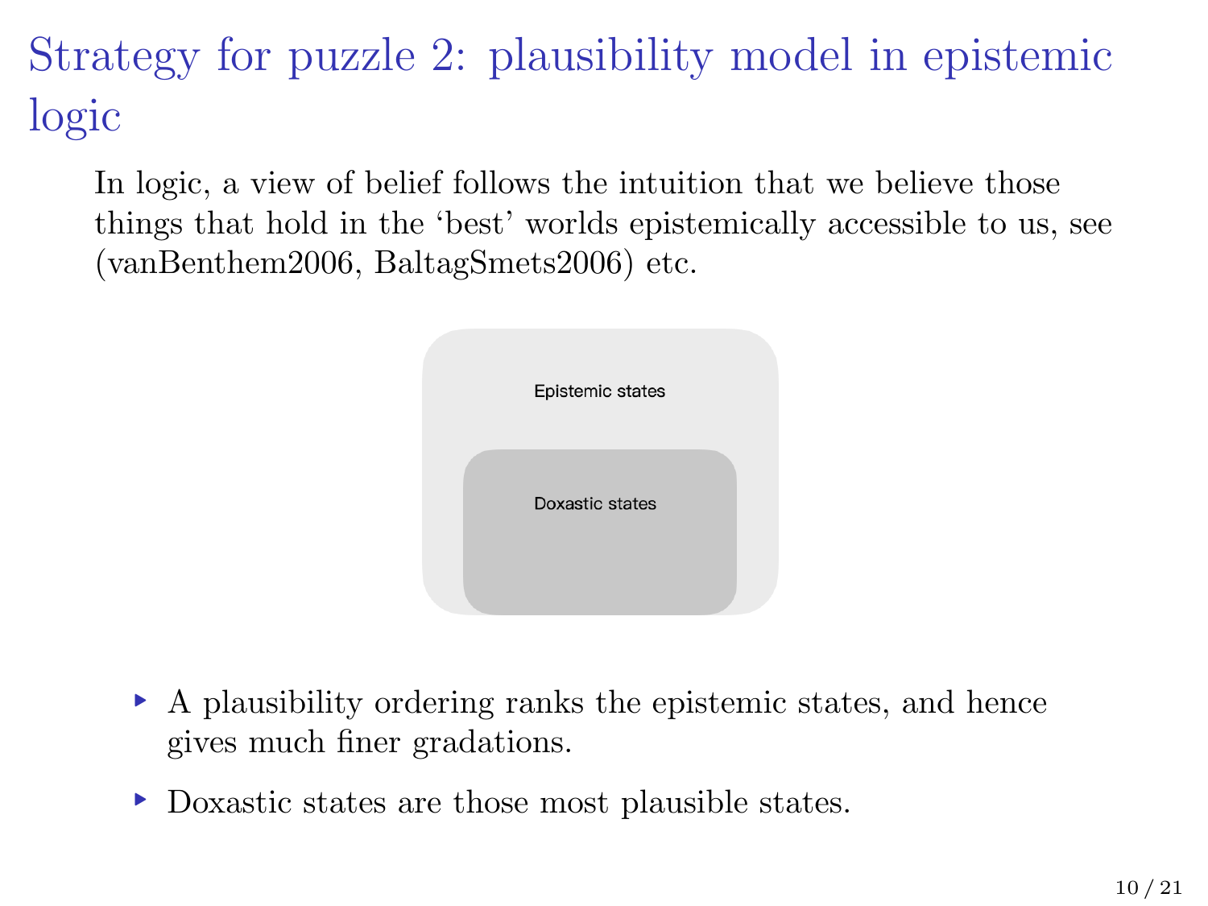# Strategy for puzzle 2: plausibility model in epistemic logic

In logic, a view of belief follows the intuition that we believe those things that hold in the 'best' worlds epistemically accessible to us, see (vanBenthem2006, BaltagSmets2006) etc.

Epistemic states

Doxastic states

- A plausibility ordering ranks the epistemic states, and hence gives much finer gradations.
- Doxastic states are those most plausible states.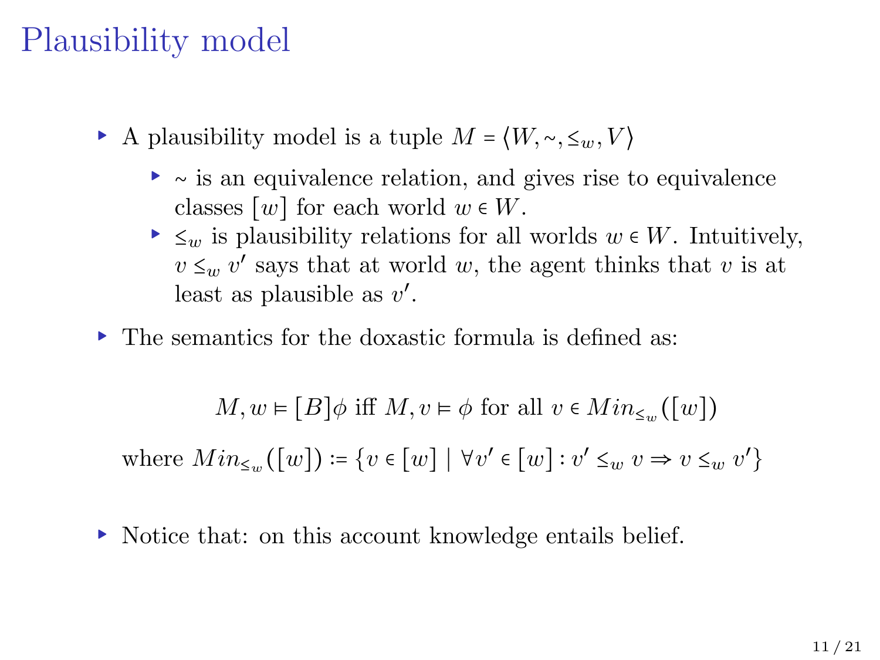# Plausibility model

- A plausibility model is a tuple $M = \langle W, \sim, \leq_w, V \rangle$
  - $\sim$ is an equivalence relation, and gives rise to equivalence classes $[w]$ for each world $w \in W$.
  - $\leq_w$ is plausibility relations for all worlds $w \in W$. Intuitively, $v \leq_w v'$ says that at world $w$, the agent thinks that $v$ is at least as plausible as $v'$.
- The semantics for the doxastic formula is defined as:

$$M, w \vDash [B]\phi \text{ iff } M, v \vDash \phi \text{ for all } v \in Min_{\leq_w}([w])$$

where $Min_{\leq_w}([w]) := \{v \in [w] \mid \forall v' \in [w] : v' \leq_w v \Rightarrow v \leq_w v'\}$

- Notice that: on this account knowledge entails belief.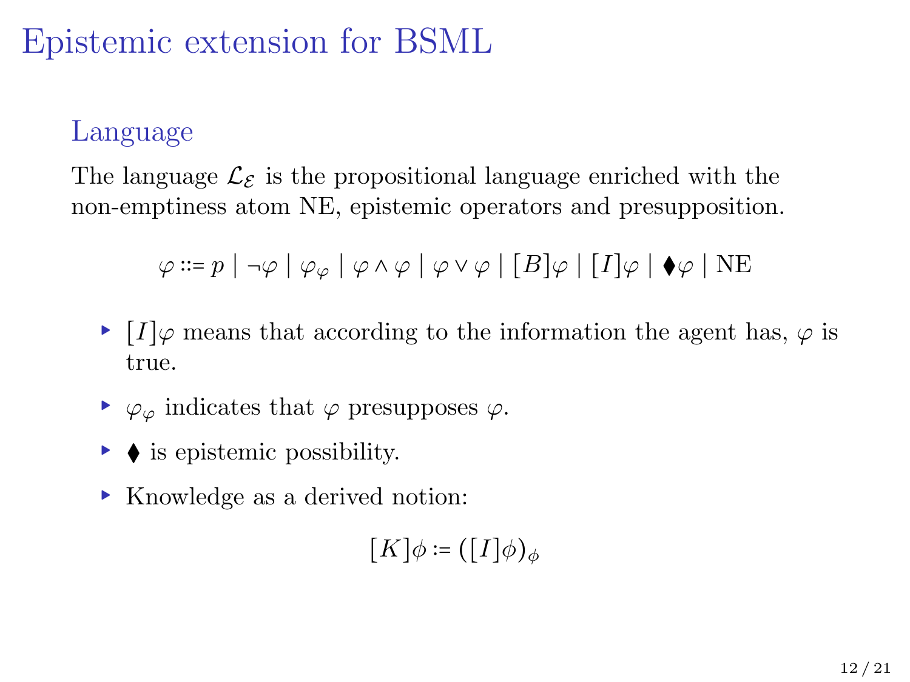# Epistemic extension for BSML

## Language

The language $\mathcal{L}_{\mathcal{E}}$ is the propositional language enriched with the non-emptiness atom NE, epistemic operators and presupposition.

$$\varphi ::= p \mid \neg\varphi \mid \varphi_{\varphi} \mid \varphi \wedge \varphi \mid \varphi \vee \varphi \mid [B]\varphi \mid [I]\varphi \mid \blacklozenge\varphi \mid \text{NE}$$

- $[I]\varphi$ means that according to the information the agent has, $\varphi$ is true.
- $\varphi_{\varphi}$ indicates that $\varphi$ presupposes $\varphi$.
- $\blacklozenge$ is epistemic possibility.
- Knowledge as a derived notion:

$$[K]\phi := ([I]\phi)_{\phi}$$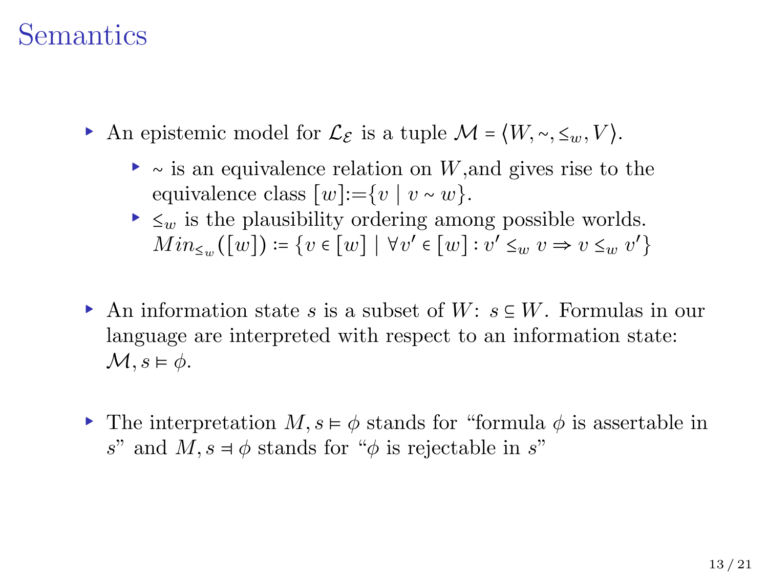# Semantics

- An epistemic model for $\mathcal{L}_{\mathcal{E}}$ is a tuple $\mathcal{M} = \langle W, \sim, \leq_w, V \rangle$.
  - $\sim$ is an equivalence relation on $W$,and gives rise to the equivalence class $[w]{:=}\{v \mid v \sim w\}$.
  - $\leq_w$ is the plausibility ordering among possible worlds. $Min_{\leq_w}([w]) := \{v \in [w] \mid \forall v' \in [w] : v' \leq_w v \Rightarrow v \leq_w v'\}$

- An information state $s$ is a subset of $W$: $s \subseteq W$. Formulas in our language are interpreted with respect to an information state: $\mathcal{M}, s \vDash \phi$.

- The interpretation $M, s \vDash \phi$ stands for "formula $\phi$ is assertable in $s$" and $M, s \dashv \phi$ stands for "$\phi$ is rejectable in $s$"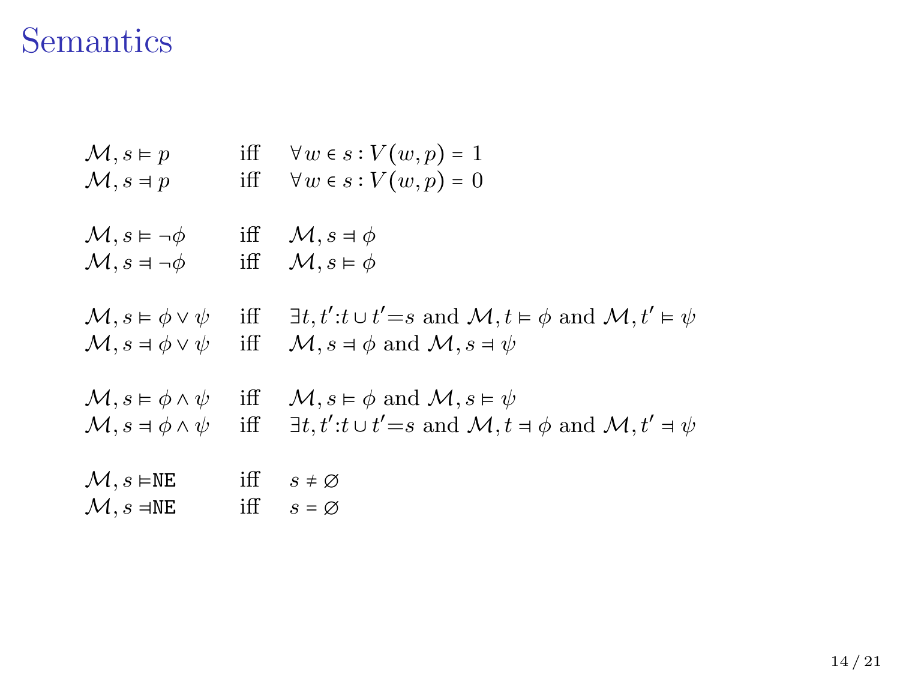# Semantics

$$
\begin{array}{lll}
\mathcal{M}, s \vDash p & \text{iff} & \forall w \in s : V(w,p) = 1 \\
\mathcal{M}, s \dashv p & \text{iff} & \forall w \in s : V(w,p) = 0 \\
\\
\mathcal{M}, s \vDash \neg\phi & \text{iff} & \mathcal{M}, s \dashv \phi \\
\mathcal{M}, s \dashv \neg\phi & \text{iff} & \mathcal{M}, s \vDash \phi \\
\\
\mathcal{M}, s \vDash \phi \vee \psi & \text{iff} & \exists t, t' {:} t \cup t' {=} s \text{ and } \mathcal{M}, t \vDash \phi \text{ and } \mathcal{M}, t' \vDash \psi \\
\mathcal{M}, s \dashv \phi \vee \psi & \text{iff} & \mathcal{M}, s \dashv \phi \text{ and } \mathcal{M}, s \dashv \psi \\
\\
\mathcal{M}, s \vDash \phi \wedge \psi & \text{iff} & \mathcal{M}, s \vDash \phi \text{ and } \mathcal{M}, s \vDash \psi \\
\mathcal{M}, s \dashv \phi \wedge \psi & \text{iff} & \exists t, t' {:} t \cup t' {=} s \text{ and } \mathcal{M}, t \dashv \phi \text{ and } \mathcal{M}, t' \dashv \psi \\
\\
\mathcal{M}, s \vDash \texttt{NE} & \text{iff} & s \neq \varnothing \\
\mathcal{M}, s \dashv \texttt{NE} & \text{iff} & s = \varnothing
\end{array}
$$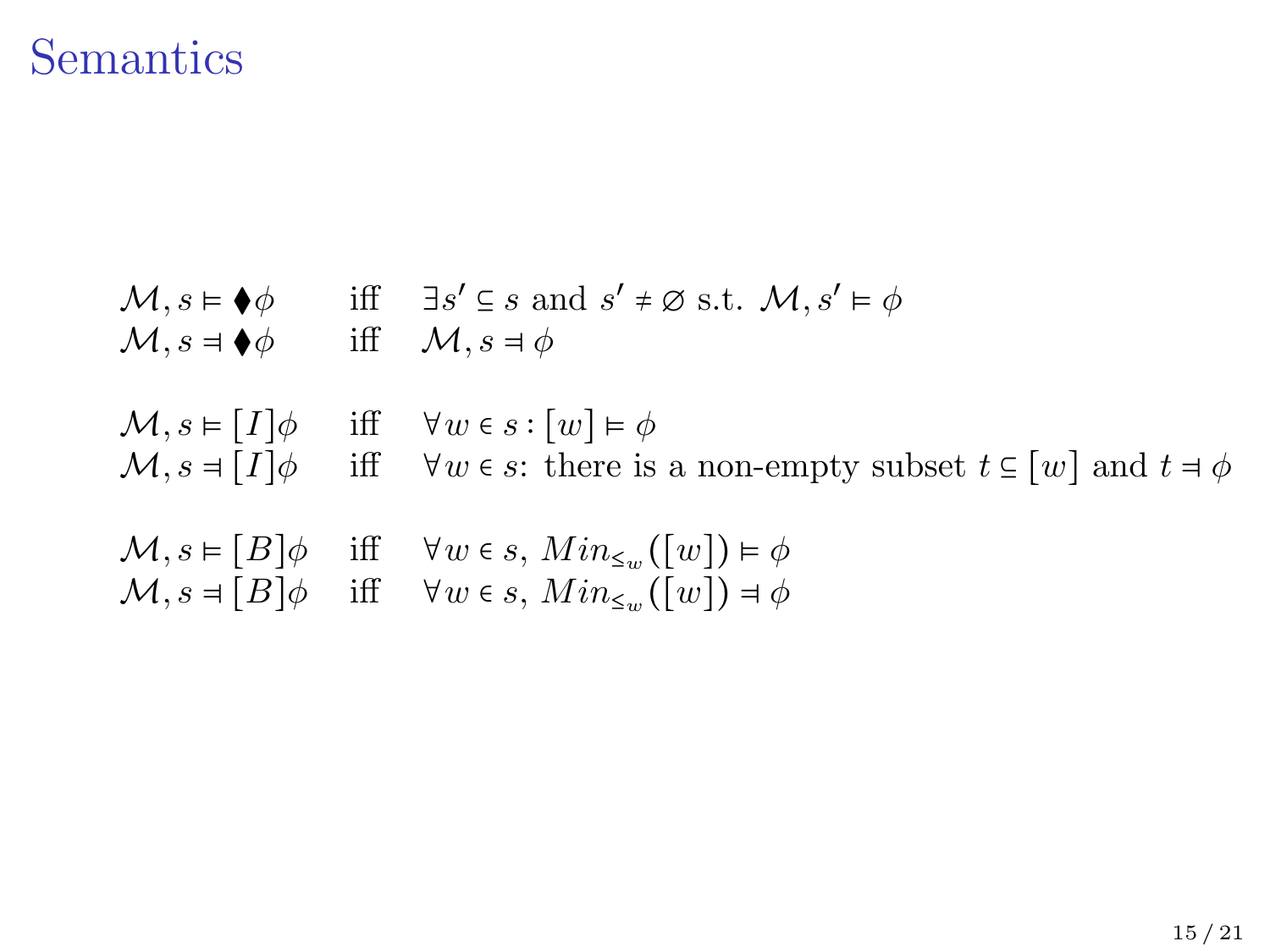# Semantics

$$
\begin{array}{lll}
\mathcal{M}, s \vDash \blacklozenge\phi & \text{iff} & \exists s' \subseteq s \text{ and } s' \neq \varnothing \text{ s.t. } \mathcal{M}, s' \vDash \phi \\
\mathcal{M}, s \dashv \blacklozenge\phi & \text{iff} & \mathcal{M}, s \dashv \phi \\
\\
\mathcal{M}, s \vDash [I]\phi & \text{iff} & \forall w \in s : [w] \vDash \phi \\
\mathcal{M}, s \dashv [I]\phi & \text{iff} & \forall w \in s \text{: there is a non-empty subset } t \subseteq [w] \text{ and } t \dashv \phi \\
\\
\mathcal{M}, s \vDash [B]\phi & \text{iff} & \forall w \in s,\ Min_{\leq_w}([w]) \vDash \phi \\
\mathcal{M}, s \dashv [B]\phi & \text{iff} & \forall w \in s,\ Min_{\leq_w}([w]) \dashv \phi
\end{array}
$$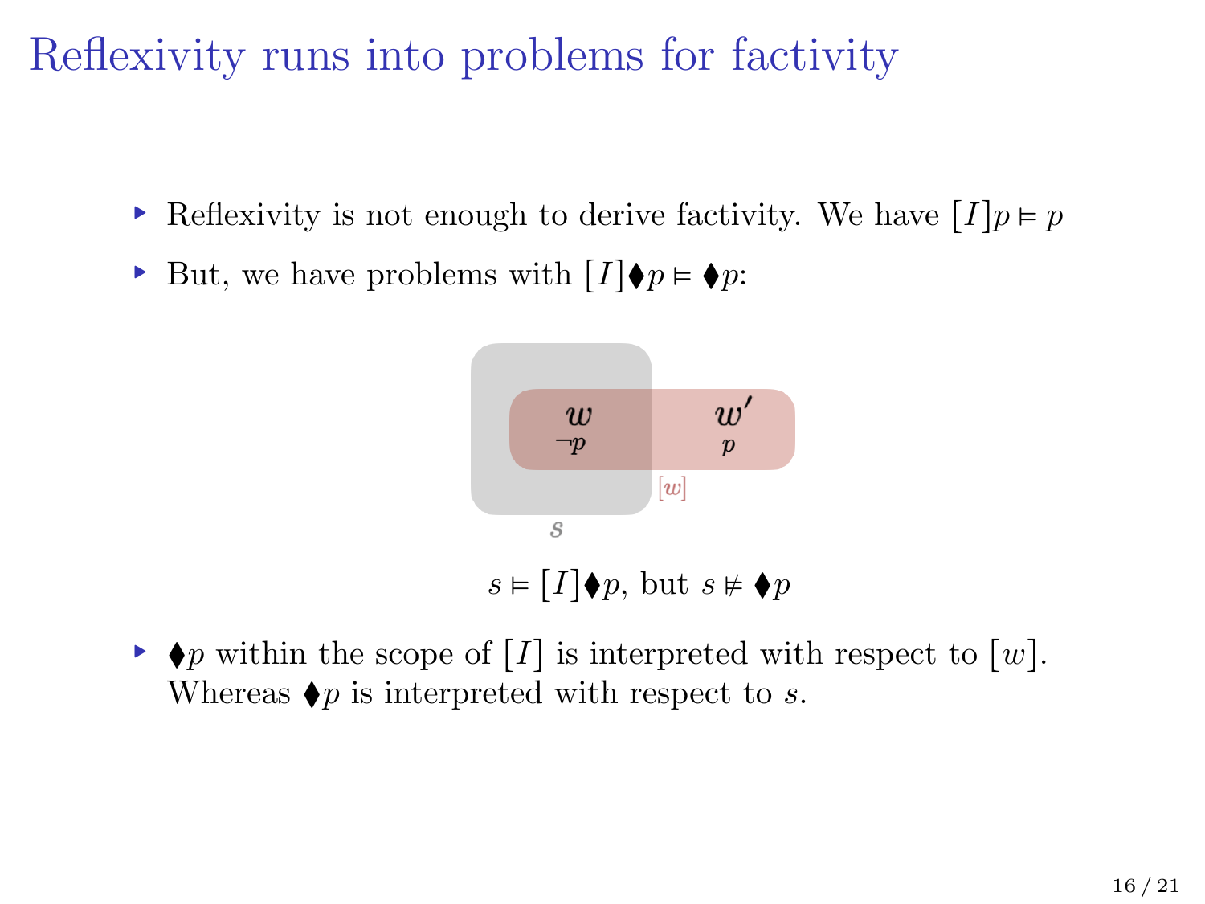# Reflexivity runs into problems for factivity

- Reflexivity is not enough to derive factivity. We have $[I]p \vDash p$
- But, we have problems with $[I]\blacklozenge p \vDash \blacklozenge p$:

$s \vDash [I]\blacklozenge p$, but $s \nvDash \blacklozenge p$

- $\blacklozenge p$ within the scope of $[I]$ is interpreted with respect to $[w]$. Whereas $\blacklozenge p$ is interpreted with respect to $s$.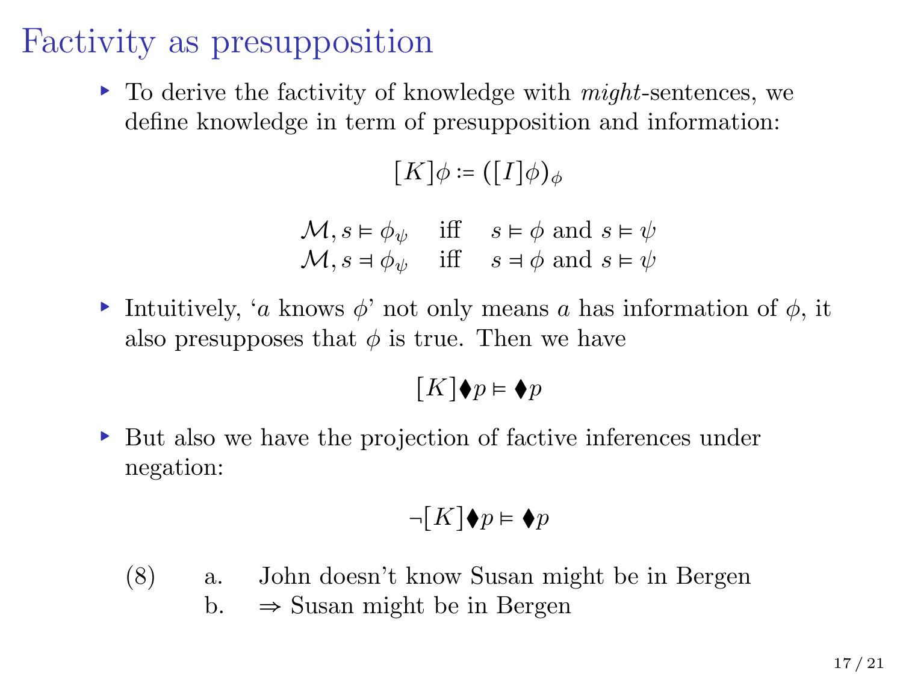# Factivity as presupposition

- To derive the factivity of knowledge with *might*-sentences, we define knowledge in term of presupposition and information:

$$[K]\phi \coloneqq ([I]\phi)_\phi$$

$$\begin{array}{lll} \mathcal{M}, s \vDash \phi_\psi & \text{iff} & s \vDash \phi \text{ and } s \vDash \psi \\ \mathcal{M}, s \dashv \phi_\psi & \text{iff} & s \dashv \phi \text{ and } s \vDash \psi \end{array}$$

- Intuitively, '$a$ knows $\phi$' not only means $a$ has information of $\phi$, it also presupposes that $\phi$ is true. Then we have

$$[K]\blacklozenge p \vDash \blacklozenge p$$

- But also we have the projection of factive inferences under negation:

$$\neg[K]\blacklozenge p \vDash \blacklozenge p$$

(8) a. John doesn't know Susan might be in Bergen
    b. ⇒ Susan might be in Bergen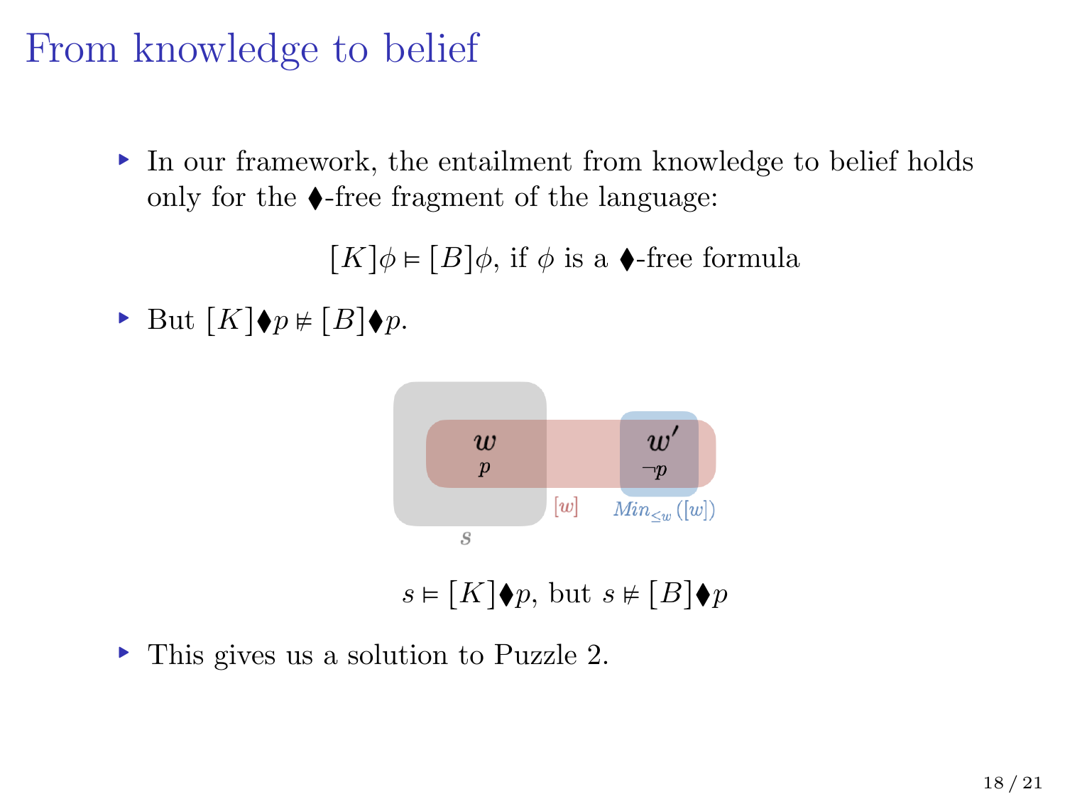# From knowledge to belief

- In our framework, the entailment from knowledge to belief holds only for the ⧫-free fragment of the language:

$$[K]\phi \vDash [B]\phi, \text{ if } \phi \text{ is a } \blacklozenge\text{-free formula}$$

- But $[K]\blacklozenge p \nvDash [B]\blacklozenge p$.

$$s \vDash [K]\blacklozenge p, \text{ but } s \nvDash [B]\blacklozenge p$$

- This gives us a solution to Puzzle 2.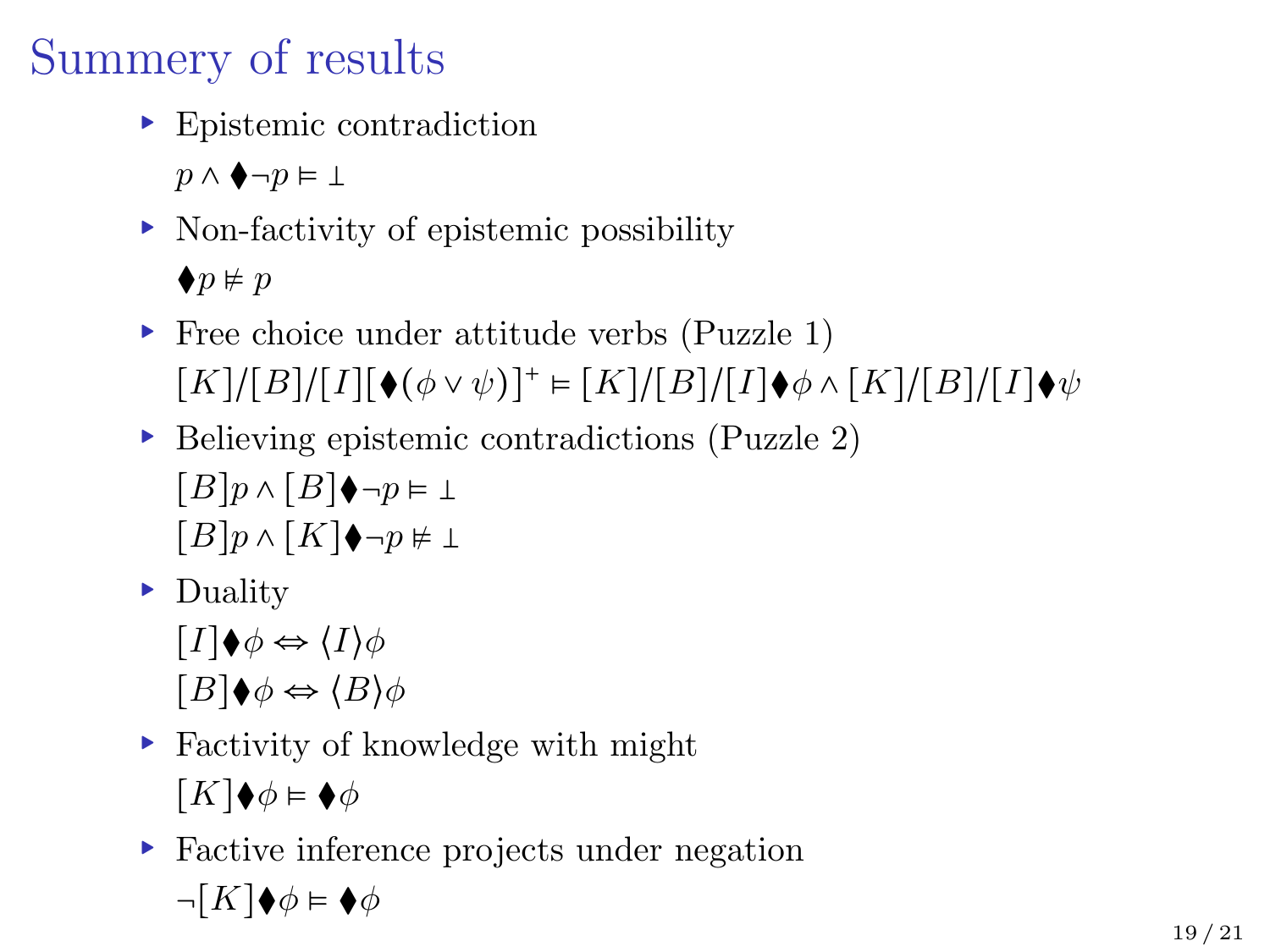# Summery of results

- Epistemic contradiction

  $p \wedge \blacklozenge \neg p \vDash \bot$

- Non-factivity of epistemic possibility

  $\blacklozenge p \nvDash p$

- Free choice under attitude verbs (Puzzle 1)

  $[K]/[B]/[I][\blacklozenge(\phi \vee \psi)]^{+} \vDash [K]/[B]/[I]\blacklozenge\phi \wedge [K]/[B]/[I]\blacklozenge\psi$

- Believing epistemic contradictions (Puzzle 2)

  $[B]p \wedge [B]\blacklozenge\neg p \vDash \bot$

  $[B]p \wedge [K]\blacklozenge\neg p \nvDash \bot$

- Duality

  $[I]\blacklozenge\phi \Leftrightarrow \langle I \rangle \phi$

  $[B]\blacklozenge\phi \Leftrightarrow \langle B \rangle \phi$

- Factivity of knowledge with might

  $[K]\blacklozenge\phi \vDash \blacklozenge\phi$

- Factive inference projects under negation

  $\neg[K]\blacklozenge\phi \vDash \blacklozenge\phi$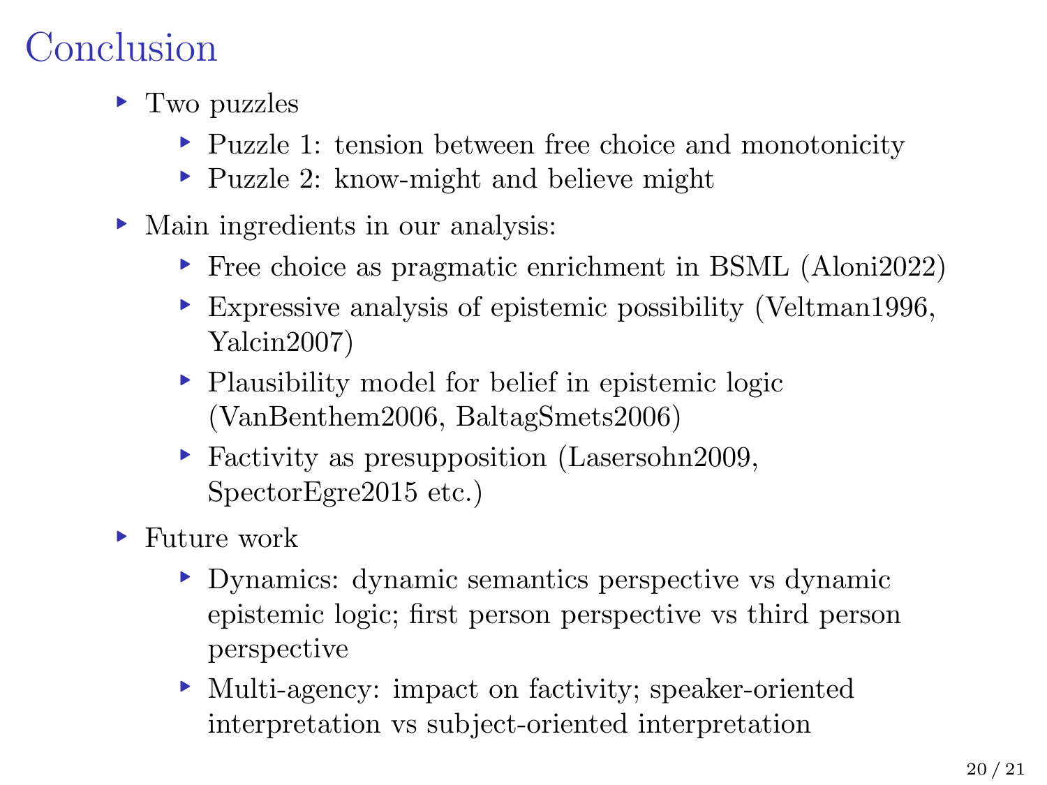# Conclusion

- Two puzzles
  - Puzzle 1: tension between free choice and monotonicity
  - Puzzle 2: know-might and believe might
- Main ingredients in our analysis:
  - Free choice as pragmatic enrichment in BSML (Aloni2022)
  - Expressive analysis of epistemic possibility (Veltman1996, Yalcin2007)
  - Plausibility model for belief in epistemic logic (VanBenthem2006, BaltagSmets2006)
  - Factivity as presupposition (Lasersohn2009, SpectorEgre2015 etc.)
- Future work
  - Dynamics: dynamic semantics perspective vs dynamic epistemic logic; first person perspective vs third person perspective
  - Multi-agency: impact on factivity; speaker-oriented interpretation vs subject-oriented interpretation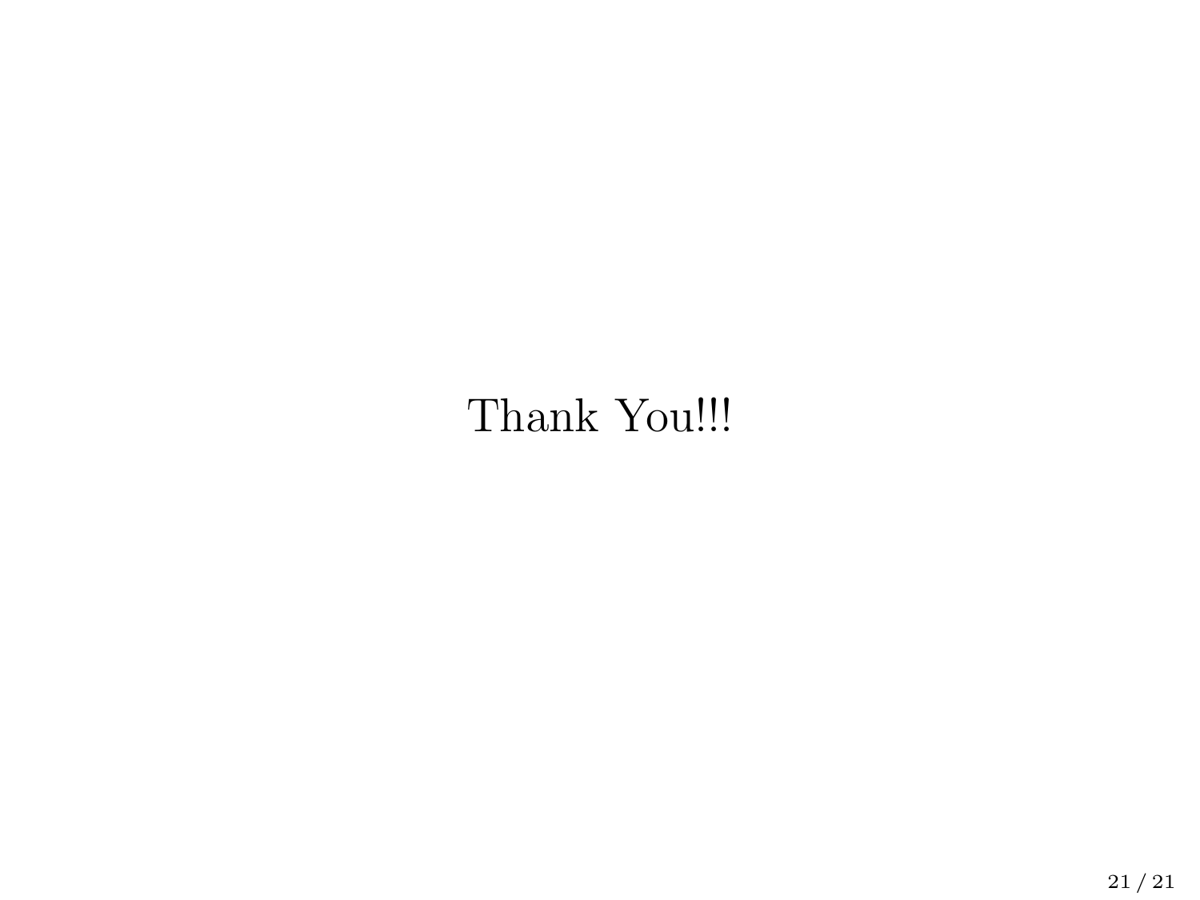Thank You!!!